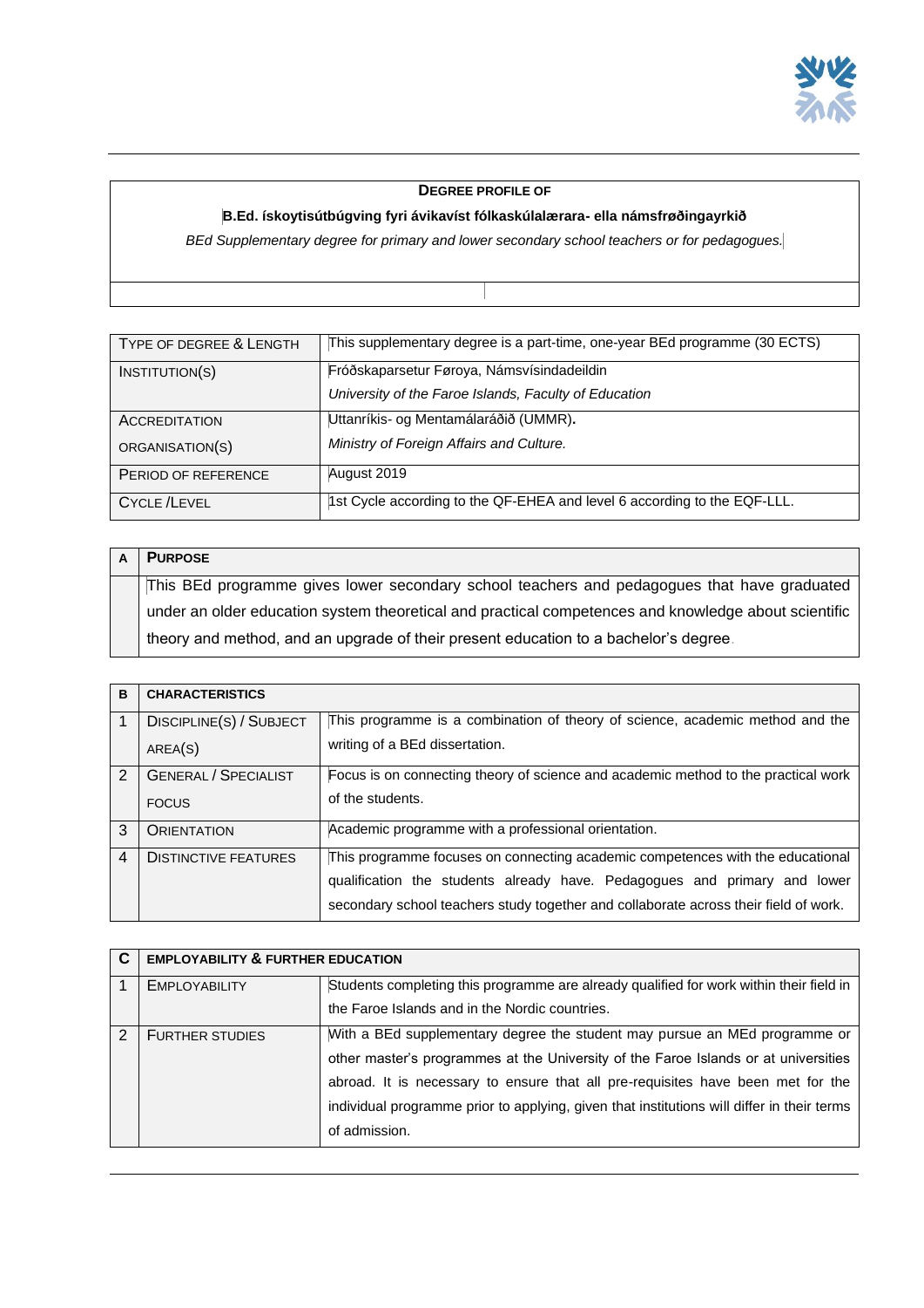**DEGREE PROFILE OF**

**B.Ed. ískoytisútbúgving fyri ávikavíst fólkaskúlalærara- ella námsfrøðingayrkið**

*BEd Supplementary degree for primary and lower secondary school teachers or for pedagogues.*

| | |
|---|---|
| Type of degree & Length | This supplementary degree is a part-time, one-year BEd programme (30 ECTS) |
| Institution(s) | Fróðskaparsetur Føroya, Námsvísindadeildin<br>*University of the Faroe Islands, Faculty of Education* |
| Accreditation organisation(s) | Uttanríkis- og Mentamálaráðið (UMMR).<br>*Ministry of Foreign Affairs and Culture.* |
| Period of reference | August 2019 |
| Cycle /Level | 1st Cycle according to the QF-EHEA and level 6 according to the EQF-LLL. |

| A | **Purpose** |
|---|---|
| | This BEd programme gives lower secondary school teachers and pedagogues that have graduated under an older education system theoretical and practical competences and knowledge about scientific theory and method, and an upgrade of their present education to a bachelor's degree. |

| B | **Characteristics** | |
|---|---|---|
| 1 | Discipline(s) / Subject area(s) | This programme is a combination of theory of science, academic method and the writing of a BEd dissertation. |
| 2 | General / Specialist focus | Focus is on connecting theory of science and academic method to the practical work of the students. |
| 3 | Orientation | Academic programme with a professional orientation. |
| 4 | Distinctive features | This programme focuses on connecting academic competences with the educational qualification the students already have. Pedagogues and primary and lower secondary school teachers study together and collaborate across their field of work. |

| C | **Employability & Further Education** | |
|---|---|---|
| 1 | Employability | Students completing this programme are already qualified for work within their field in the Faroe Islands and in the Nordic countries. |
| 2 | Further studies | With a BEd supplementary degree the student may pursue an MEd programme or other master's programmes at the University of the Faroe Islands or at universities abroad. It is necessary to ensure that all pre-requisites have been met for the individual programme prior to applying, given that institutions will differ in their terms of admission. |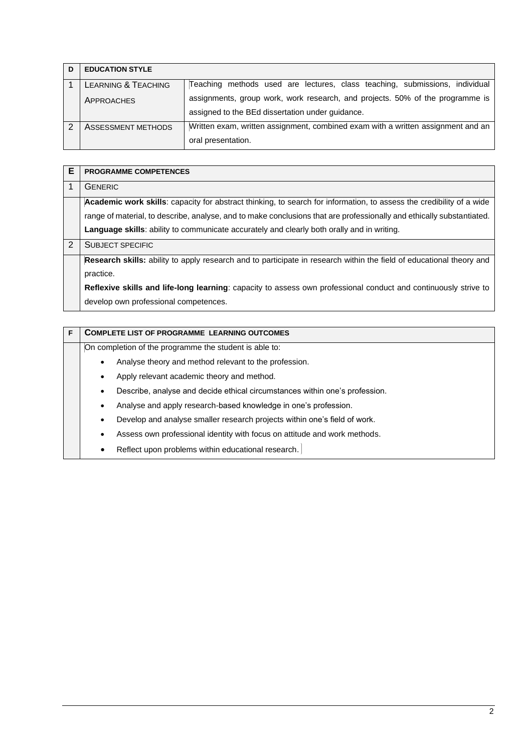| D | EDUCATION STYLE | |
|---|---|---|
| 1 | LEARNING & TEACHING APPROACHES | Teaching methods used are lectures, class teaching, submissions, individual assignments, group work, work research, and projects. 50% of the programme is assigned to the BEd dissertation under guidance. |
| 2 | ASSESSMENT METHODS | Written exam, written assignment, combined exam with a written assignment and an oral presentation. |

| E | PROGRAMME COMPETENCES |
|---|---|
| 1 | GENERIC |
| | **Academic work skills**: capacity for abstract thinking, to search for information, to assess the credibility of a wide range of material, to describe, analyse, and to make conclusions that are professionally and ethically substantiated.<br>**Language skills**: ability to communicate accurately and clearly both orally and in writing. |
| 2 | SUBJECT SPECIFIC |
| | **Research skills:** ability to apply research and to participate in research within the field of educational theory and practice.<br>**Reflexive skills and life-long learning**: capacity to assess own professional conduct and continuously strive to develop own professional competences. |

| F | COMPLETE LIST OF PROGRAMME LEARNING OUTCOMES |
|---|---|
| | On completion of the programme the student is able to:<br>• Analyse theory and method relevant to the profession.<br>• Apply relevant academic theory and method.<br>• Describe, analyse and decide ethical circumstances within one's profession.<br>• Analyse and apply research-based knowledge in one's profession.<br>• Develop and analyse smaller research projects within one's field of work.<br>• Assess own professional identity with focus on attitude and work methods.<br>• Reflect upon problems within educational research. |